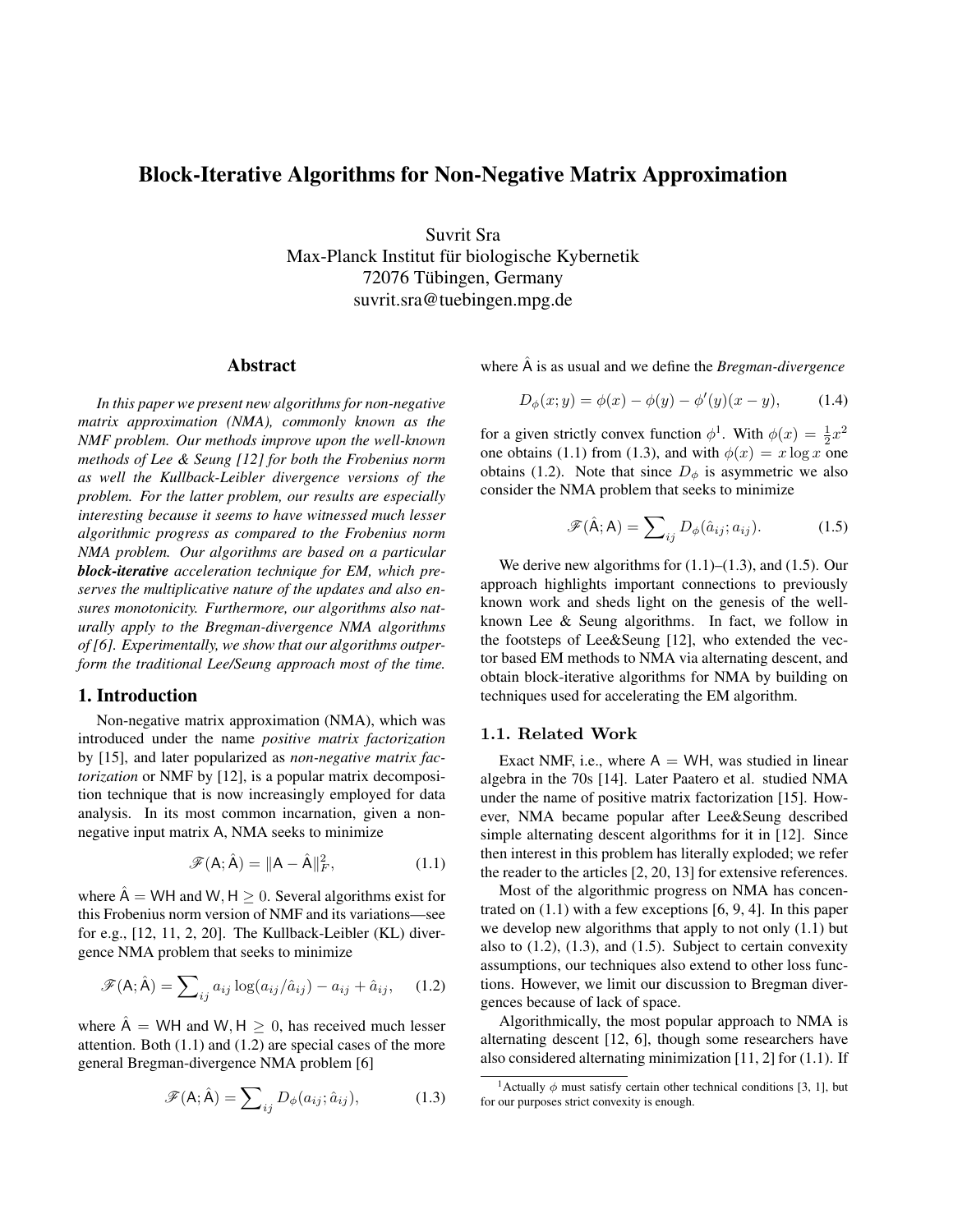# Block-Iterative Algorithms for Non-Negative Matrix Approximation

Suvrit Sra
Max-Planck Institut für biologische Kybernetik
72076 Tübingen, Germany
suvrit.sra@tuebingen.mpg.de

## Abstract

*In this paper we present new algorithms for non-negative matrix approximation (NMA), commonly known as the NMF problem. Our methods improve upon the well-known methods of Lee & Seung [12] for both the Frobenius norm as well the Kullback-Leibler divergence versions of the problem. For the latter problem, our results are especially interesting because it seems to have witnessed much lesser algorithmic progress as compared to the Frobenius norm NMA problem. Our algorithms are based on a particular* ***block-iterative*** *acceleration technique for EM, which preserves the multiplicative nature of the updates and also ensures monotonicity. Furthermore, our algorithms also naturally apply to the Bregman-divergence NMA algorithms of [6]. Experimentally, we show that our algorithms outperform the traditional Lee/Seung approach most of the time.*

## 1. Introduction

Non-negative matrix approximation (NMA), which was introduced under the name *positive matrix factorization* by [15], and later popularized as *non-negative matrix factorization* or NMF by [12], is a popular matrix decomposition technique that is now increasingly employed for data analysis. In its most common incarnation, given a non-negative input matrix $\mathsf{A}$, NMA seeks to minimize

$$\mathscr{F}(\mathsf{A}; \hat{\mathsf{A}}) = \|\mathsf{A} - \hat{\mathsf{A}}\|_F^2, \tag{1.1}$$

where $\hat{\mathsf{A}} = \mathsf{WH}$ and $\mathsf{W}, \mathsf{H} \geq 0$. Several algorithms exist for this Frobenius norm version of NMF and its variations—see for e.g., [12, 11, 2, 20]. The Kullback-Leibler (KL) divergence NMA problem that seeks to minimize

$$\mathscr{F}(\mathsf{A}; \hat{\mathsf{A}}) = \sum\nolimits_{ij} a_{ij} \log(a_{ij}/\hat{a}_{ij}) - a_{ij} + \hat{a}_{ij}, \tag{1.2}$$

where $\hat{\mathsf{A}} = \mathsf{WH}$ and $\mathsf{W}, \mathsf{H} \geq 0$, has received much lesser attention. Both (1.1) and (1.2) are special cases of the more general Bregman-divergence NMA problem [6]

$$\mathscr{F}(\mathsf{A}; \hat{\mathsf{A}}) = \sum\nolimits_{ij} D_\phi(a_{ij}; \hat{a}_{ij}), \tag{1.3}$$

where $\hat{\mathsf{A}}$ is as usual and we define the *Bregman-divergence*

$$D_\phi(x; y) = \phi(x) - \phi(y) - \phi'(y)(x - y), \tag{1.4}$$

for a given strictly convex function $\phi$[1]. With $\phi(x) = \frac{1}{2}x^2$ one obtains (1.1) from (1.3), and with $\phi(x) = x \log x$ one obtains (1.2). Note that since $D_\phi$ is asymmetric we also consider the NMA problem that seeks to minimize

$$\mathscr{F}(\hat{\mathsf{A}}; \mathsf{A}) = \sum\nolimits_{ij} D_\phi(\hat{a}_{ij}; a_{ij}). \tag{1.5}$$

We derive new algorithms for (1.1)–(1.3), and (1.5). Our approach highlights important connections to previously known work and sheds light on the genesis of the well-known Lee & Seung algorithms. In fact, we follow in the footsteps of Lee&Seung [12], who extended the vector based EM methods to NMA via alternating descent, and obtain block-iterative algorithms for NMA by building on techniques used for accelerating the EM algorithm.

### 1.1. Related Work

Exact NMF, i.e., where $\mathsf{A} = \mathsf{WH}$, was studied in linear algebra in the 70s [14]. Later Paatero et al. studied NMA under the name of positive matrix factorization [15]. However, NMA became popular after Lee&Seung described simple alternating descent algorithms for it in [12]. Since then interest in this problem has literally exploded; we refer the reader to the articles [2, 20, 13] for extensive references.

Most of the algorithmic progress on NMA has concentrated on (1.1) with a few exceptions [6, 9, 4]. In this paper we develop new algorithms that apply to not only (1.1) but also to (1.2), (1.3), and (1.5). Subject to certain convexity assumptions, our techniques also extend to other loss functions. However, we limit our discussion to Bregman divergences because of lack of space.

Algorithmically, the most popular approach to NMA is alternating descent [12, 6], though some researchers have also considered alternating minimization [11, 2] for (1.1). If

[1] Actually $\phi$ must satisfy certain other technical conditions [3, 1], but for our purposes strict convexity is enough.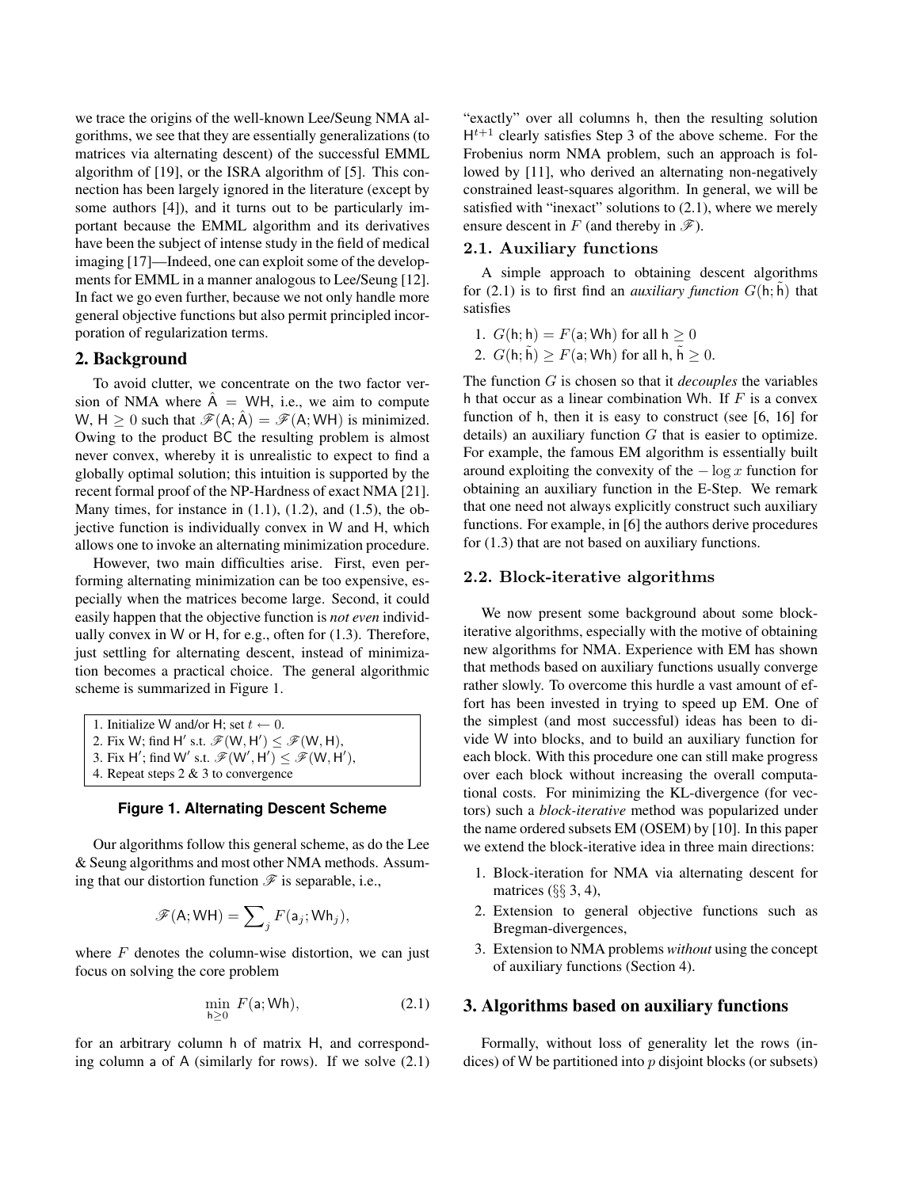we trace the origins of the well-known Lee/Seung NMA algorithms, we see that they are essentially generalizations (to matrices via alternating descent) of the successful EMML algorithm of [19], or the ISRA algorithm of [5]. This connection has been largely ignored in the literature (except by some authors [4]), and it turns out to be particularly important because the EMML algorithm and its derivatives have been the subject of intense study in the field of medical imaging [17]—Indeed, one can exploit some of the developments for EMML in a manner analogous to Lee/Seung [12]. In fact we go even further, because we not only handle more general objective functions but also permit principled incorporation of regularization terms.

## 2. Background

To avoid clutter, we concentrate on the two factor version of NMA where $\hat{\mathsf{A}} = \mathsf{WH}$, i.e., we aim to compute $\mathsf{W}, \mathsf{H} \geq 0$ such that $\mathscr{F}(\mathsf{A}; \hat{\mathsf{A}}) = \mathscr{F}(\mathsf{A}; \mathsf{WH})$ is minimized. Owing to the product $\mathsf{BC}$ the resulting problem is almost never convex, whereby it is unrealistic to expect to find a globally optimal solution; this intuition is supported by the recent formal proof of the NP-Hardness of exact NMA [21]. Many times, for instance in (1.1), (1.2), and (1.5), the objective function is individually convex in W and H, which allows one to invoke an alternating minimization procedure.

However, two main difficulties arise. First, even performing alternating minimization can be too expensive, especially when the matrices become large. Second, it could easily happen that the objective function is *not even* individually convex in W or H, for e.g., often for (1.3). Therefore, just settling for alternating descent, instead of minimization becomes a practical choice. The general algorithmic scheme is summarized in Figure 1.

```
1. Initialize W and/or H; set t ← 0.
2. Fix W; find H' s.t. F(W, H') ≤ F(W, H),
3. Fix H'; find W' s.t. F(W', H') ≤ F(W, H'),
4. Repeat steps 2 & 3 to convergence
```

**Figure 1. Alternating Descent Scheme**

Our algorithms follow this general scheme, as do the Lee & Seung algorithms and most other NMA methods. Assuming that our distortion function $\mathscr{F}$ is separable, i.e.,

$$\mathscr{F}(\mathsf{A}; \mathsf{WH}) = \sum_j F(\mathsf{a}_j; \mathsf{Wh}_j),$$

where $F$ denotes the column-wise distortion, we can just focus on solving the core problem

$$\min_{\mathsf{h} \geq 0} \; F(\mathsf{a}; \mathsf{Wh}), \tag{2.1}$$

for an arbitrary column h of matrix H, and corresponding column a of A (similarly for rows). If we solve (2.1) "exactly" over all columns h, then the resulting solution $\mathsf{H}^{t+1}$ clearly satisfies Step 3 of the above scheme. For the Frobenius norm NMA problem, such an approach is followed by [11], who derived an alternating non-negatively constrained least-squares algorithm. In general, we will be satisfied with "inexact" solutions to (2.1), where we merely ensure descent in $F$ (and thereby in $\mathscr{F}$).

### 2.1. Auxiliary functions

A simple approach to obtaining descent algorithms for (2.1) is to first find an *auxiliary function* $G(\mathsf{h}; \tilde{\mathsf{h}})$ that satisfies

1. $G(\mathsf{h}; \mathsf{h}) = F(\mathsf{a}; \mathsf{Wh})$ for all $\mathsf{h} \geq 0$
2. $G(\mathsf{h}; \tilde{\mathsf{h}}) \geq F(\mathsf{a}; \mathsf{Wh})$ for all $\mathsf{h}, \tilde{\mathsf{h}} \geq 0$.

The function $G$ is chosen so that it *decouples* the variables h that occur as a linear combination Wh. If $F$ is a convex function of h, then it is easy to construct (see [6, 16] for details) an auxiliary function $G$ that is easier to optimize. For example, the famous EM algorithm is essentially built around exploiting the convexity of the $-\log x$ function for obtaining an auxiliary function in the E-Step. We remark that one need not always explicitly construct such auxiliary functions. For example, in [6] the authors derive procedures for (1.3) that are not based on auxiliary functions.

### 2.2. Block-iterative algorithms

We now present some background about some block-iterative algorithms, especially with the motive of obtaining new algorithms for NMA. Experience with EM has shown that methods based on auxiliary functions usually converge rather slowly. To overcome this hurdle a vast amount of effort has been invested in trying to speed up EM. One of the simplest (and most successful) ideas has been to divide W into blocks, and to build an auxiliary function for each block. With this procedure one can still make progress over each block without increasing the overall computational costs. For minimizing the KL-divergence (for vectors) such a *block-iterative* method was popularized under the name ordered subsets EM (OSEM) by [10]. In this paper we extend the block-iterative idea in three main directions:

1. Block-iteration for NMA via alternating descent for matrices (§§ 3, 4),
2. Extension to general objective functions such as Bregman-divergences,
3. Extension to NMA problems *without* using the concept of auxiliary functions (Section 4).

## 3. Algorithms based on auxiliary functions

Formally, without loss of generality let the rows (indices) of W be partitioned into $p$ disjoint blocks (or subsets)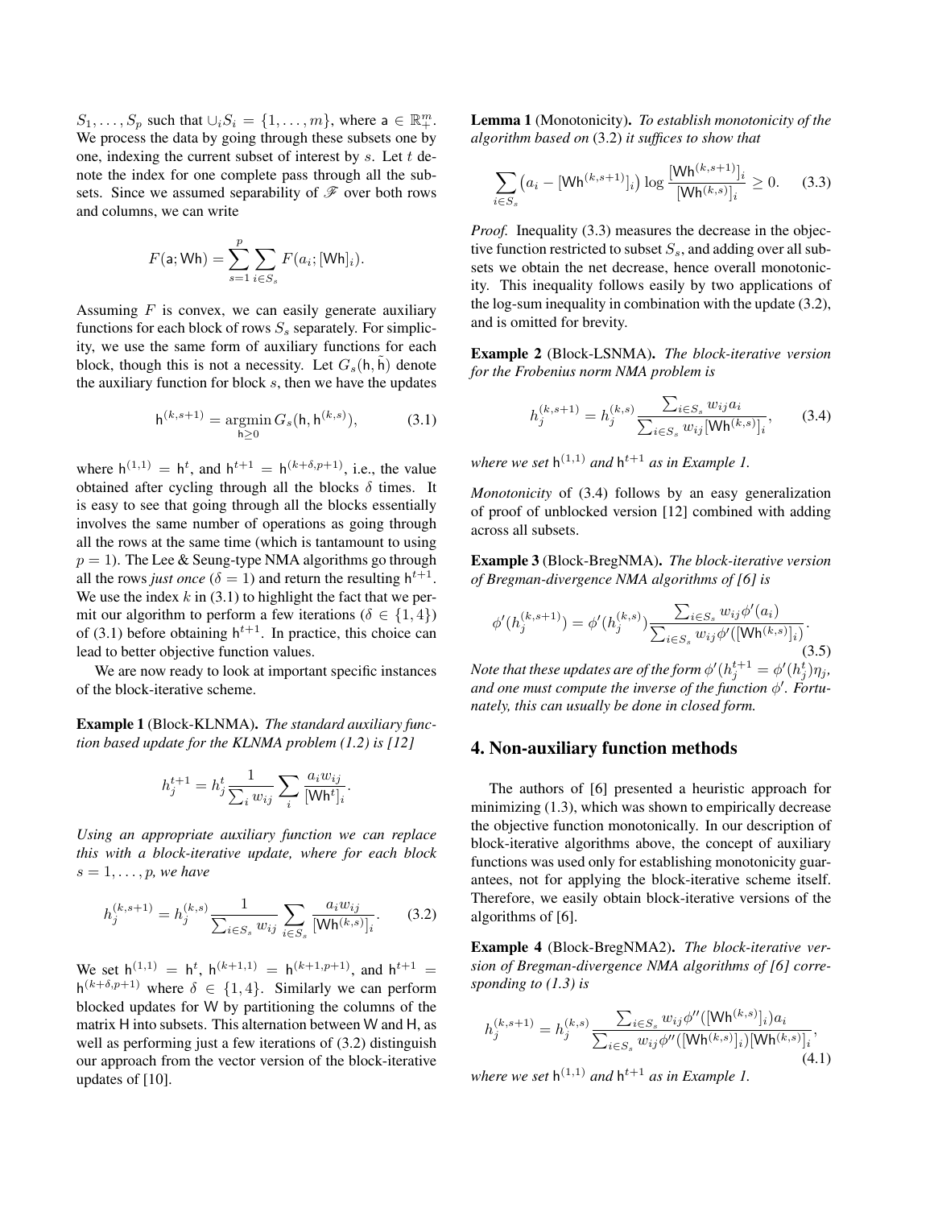$S_1, \ldots, S_p$ such that $\cup_i S_i = \{1, \ldots, m\}$, where $\mathsf{a} \in \mathbb{R}^m_+$. We process the data by going through these subsets one by one, indexing the current subset of interest by $s$. Let $t$ denote the index for one complete pass through all the subsets. Since we assumed separability of $\mathscr{F}$ over both rows and columns, we can write

$$F(\mathsf{a}; \mathsf{Wh}) = \sum_{s=1}^{p} \sum_{i \in S_s} F(a_i; [\mathsf{Wh}]_i).$$

Assuming $F$ is convex, we can easily generate auxiliary functions for each block of rows $S_s$ separately. For simplicity, we use the same form of auxiliary functions for each block, though this is not a necessity. Let $G_s(\mathsf{h}, \tilde{\mathsf{h}})$ denote the auxiliary function for block $s$, then we have the updates

$$\mathsf{h}^{(k,s+1)} = \operatorname*{argmin}_{\mathsf{h} \geq 0} G_s(\mathsf{h}, \mathsf{h}^{(k,s)}), \tag{3.1}$$

where $\mathsf{h}^{(1,1)} = \mathsf{h}^t$, and $\mathsf{h}^{t+1} = \mathsf{h}^{(k+\delta,p+1)}$, i.e., the value obtained after cycling through all the blocks $\delta$ times. It is easy to see that going through all the blocks essentially involves the same number of operations as going through all the rows at the same time (which is tantamount to using $p = 1$). The Lee & Seung-type NMA algorithms go through all the rows *just once* ($\delta = 1$) and return the resulting $\mathsf{h}^{t+1}$. We use the index $k$ in (3.1) to highlight the fact that we permit our algorithm to perform a few iterations ($\delta \in \{1, 4\}$) of (3.1) before obtaining $\mathsf{h}^{t+1}$. In practice, this choice can lead to better objective function values.

We are now ready to look at important specific instances of the block-iterative scheme.

**Example 1** (Block-KLNMA). *The standard auxiliary function based update for the KLNMA problem (1.2) is [12]*

$$h_j^{t+1} = h_j^t \frac{1}{\sum_i w_{ij}} \sum_i \frac{a_i w_{ij}}{[\mathsf{Wh}^t]_i}.$$

*Using an appropriate auxiliary function we can replace this with a block-iterative update, where for each block $s = 1, \ldots, p$, we have*

$$h_j^{(k,s+1)} = h_j^{(k,s)} \frac{1}{\sum_{i \in S_s} w_{ij}} \sum_{i \in S_s} \frac{a_i w_{ij}}{[\mathsf{Wh}^{(k,s)}]_i}. \tag{3.2}$$

We set $\mathsf{h}^{(1,1)} = \mathsf{h}^t$, $\mathsf{h}^{(k+1,1)} = \mathsf{h}^{(k+1,p+1)}$, and $\mathsf{h}^{t+1} = \mathsf{h}^{(k+\delta,p+1)}$ where $\delta \in \{1, 4\}$. Similarly we can perform blocked updates for $\mathsf{W}$ by partitioning the columns of the matrix $\mathsf{H}$ into subsets. This alternation between $\mathsf{W}$ and $\mathsf{H}$, as well as performing just a few iterations of (3.2) distinguish our approach from the vector version of the block-iterative updates of [10].

**Lemma 1** (Monotonicity). *To establish monotonicity of the algorithm based on* (3.2) *it suffices to show that*

$$\sum_{i \in S_s} \big(a_i - [\mathsf{Wh}^{(k,s+1)}]_i\big) \log \frac{[\mathsf{Wh}^{(k,s+1)}]_i}{[\mathsf{Wh}^{(k,s)}]_i} \geq 0. \tag{3.3}$$

*Proof.* Inequality (3.3) measures the decrease in the objective function restricted to subset $S_s$, and adding over all subsets we obtain the net decrease, hence overall monotonicity. This inequality follows easily by two applications of the log-sum inequality in combination with the update (3.2), and is omitted for brevity.

**Example 2** (Block-LSNMA). *The block-iterative version for the Frobenius norm NMA problem is*

$$h_j^{(k,s+1)} = h_j^{(k,s)} \frac{\sum_{i \in S_s} w_{ij} a_i}{\sum_{i \in S_s} w_{ij} [\mathsf{Wh}^{(k,s)}]_i}, \tag{3.4}$$

*where we set $\mathsf{h}^{(1,1)}$ and $\mathsf{h}^{t+1}$ as in Example 1.*

*Monotonicity* of (3.4) follows by an easy generalization of proof of unblocked version [12] combined with adding across all subsets.

**Example 3** (Block-BregNMA). *The block-iterative version of Bregman-divergence NMA algorithms of [6] is*

$$\phi'(h_j^{(k,s+1)}) = \phi'(h_j^{(k,s)}) \frac{\sum_{i \in S_s} w_{ij} \phi'(a_i)}{\sum_{i \in S_s} w_{ij} \phi'([\mathsf{Wh}^{(k,s)}]_i)}. \tag{3.5}$$

*Note that these updates are of the form $\phi'(h_j^{t+1} = \phi'(h_j^t)\eta_j$, and one must compute the inverse of the function $\phi'$. Fortunately, this can usually be done in closed form.*

## 4. Non-auxiliary function methods

The authors of [6] presented a heuristic approach for minimizing (1.3), which was shown to empirically decrease the objective function monotonically. In our description of block-iterative algorithms above, the concept of auxiliary functions was used only for establishing monotonicity guarantees, not for applying the block-iterative scheme itself. Therefore, we easily obtain block-iterative versions of the algorithms of [6].

**Example 4** (Block-BregNMA2). *The block-iterative version of Bregman-divergence NMA algorithms of [6] corresponding to (1.3) is*

$$h_j^{(k,s+1)} = h_j^{(k,s)} \frac{\sum_{i \in S_s} w_{ij} \phi''([\mathsf{Wh}^{(k,s)}]_i) a_i}{\sum_{i \in S_s} w_{ij} \phi''([\mathsf{Wh}^{(k,s)}]_i) [\mathsf{Wh}^{(k,s)}]_i}, \tag{4.1}$$

*where we set $\mathsf{h}^{(1,1)}$ and $\mathsf{h}^{t+1}$ as in Example 1.*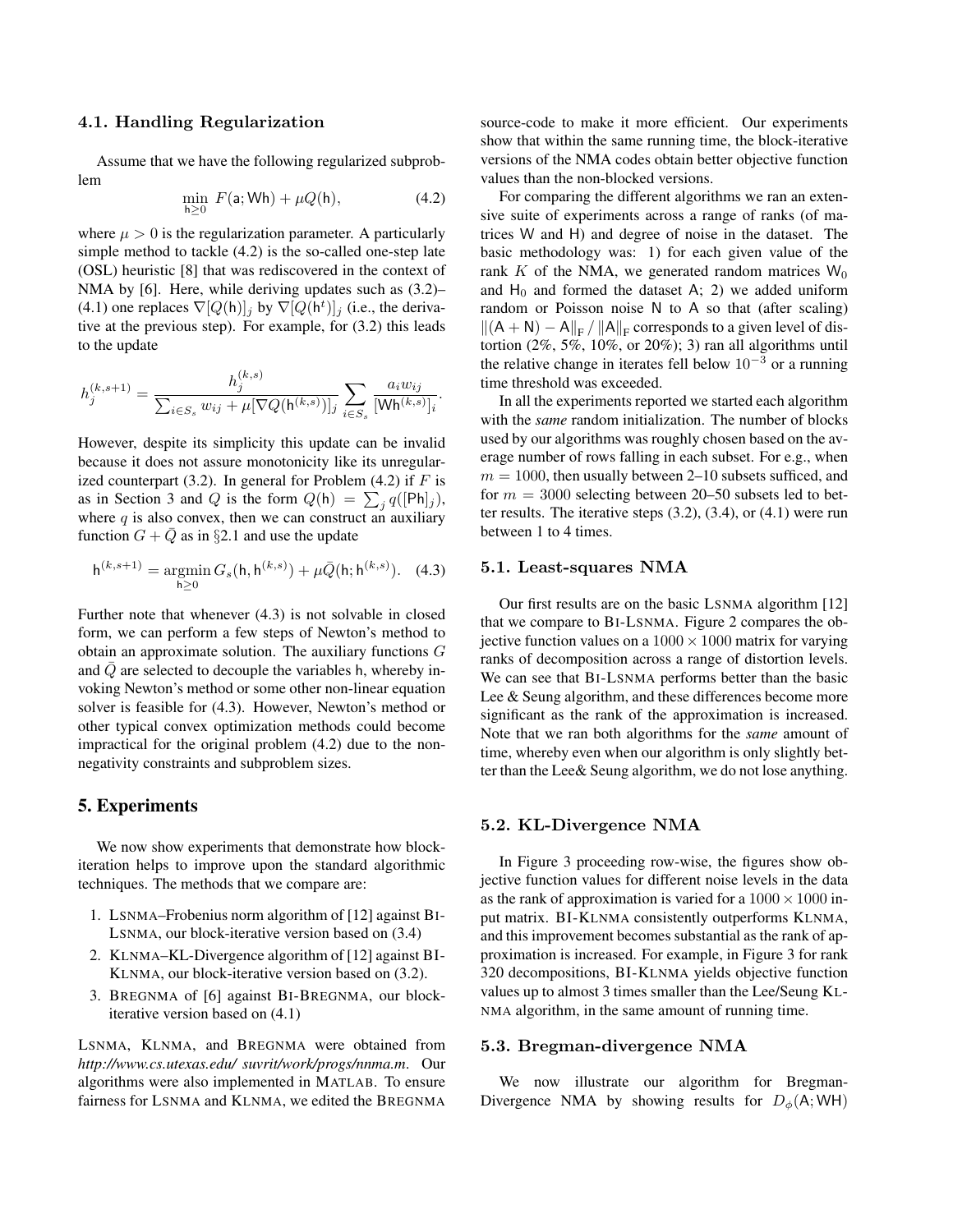### 4.1. Handling Regularization

Assume that we have the following regularized subproblem

$$\min_{\mathsf{h}\geq 0} F(\mathsf{a};\mathsf{Wh}) + \mu Q(\mathsf{h}), \tag{4.2}$$

where $\mu > 0$ is the regularization parameter. A particularly simple method to tackle (4.2) is the so-called one-step late (OSL) heuristic [8] that was rediscovered in the context of NMA by [6]. Here, while deriving updates such as (3.2)–(4.1) one replaces $\nabla[Q(\mathsf{h})]_j$ by $\nabla[Q(\mathsf{h}^t)]_j$ (i.e., the derivative at the previous step). For example, for (3.2) this leads to the update

$$h_j^{(k,s+1)} = \frac{h_j^{(k,s)}}{\sum_{i\in S_s} w_{ij} + \mu[\nabla Q(\mathsf{h}^{(k,s)})]_j} \sum_{i\in S_s} \frac{a_i w_{ij}}{[\mathsf{Wh}^{(k,s)}]_i}.$$

However, despite its simplicity this update can be invalid because it does not assure monotonicity like its unregularized counterpart (3.2). In general for Problem (4.2) if $F$ is as in Section 3 and $Q$ is the form $Q(\mathsf{h}) = \sum_j q([\mathsf{Ph}]_j)$, where $q$ is also convex, then we can construct an auxiliary function $G + \bar{Q}$ as in §2.1 and use the update

$$\mathsf{h}^{(k,s+1)} = \underset{\mathsf{h}\geq 0}{\operatorname{argmin}}\, G_s(\mathsf{h},\mathsf{h}^{(k,s)}) + \mu\bar{Q}(\mathsf{h};\mathsf{h}^{(k,s)}). \tag{4.3}$$

Further note that whenever (4.3) is not solvable in closed form, we can perform a few steps of Newton's method to obtain an approximate solution. The auxiliary functions $G$ and $\bar{Q}$ are selected to decouple the variables h, whereby invoking Newton's method or some other non-linear equation solver is feasible for (4.3). However, Newton's method or other typical convex optimization methods could become impractical for the original problem (4.2) due to the nonnegativity constraints and subproblem sizes.

## 5. Experiments

We now show experiments that demonstrate how block-iteration helps to improve upon the standard algorithmic techniques. The methods that we compare are:

1. LSNMA–Frobenius norm algorithm of [12] against BI-LSNMA, our block-iterative version based on (3.4)
2. KLNMA–KL-Divergence algorithm of [12] against BI-KLNMA, our block-iterative version based on (3.2).
3. BREGNMA of [6] against BI-BREGNMA, our block-iterative version based on (4.1)

LSNMA, KLNMA, and BREGNMA were obtained from *http://www.cs.utexas.edu/ suvrit/work/progs/nnma.m*. Our algorithms were also implemented in MATLAB. To ensure fairness for LSNMA and KLNMA, we edited the BREGNMA source-code to make it more efficient. Our experiments show that within the same running time, the block-iterative versions of the NMA codes obtain better objective function values than the non-blocked versions.

For comparing the different algorithms we ran an extensive suite of experiments across a range of ranks (of matrices W and H) and degree of noise in the dataset. The basic methodology was: 1) for each given value of the rank $K$ of the NMA, we generated random matrices $\mathsf{W}_0$ and $\mathsf{H}_0$ and formed the dataset A; 2) we added uniform random or Poisson noise N to A so that (after scaling) $\|(\mathsf{A}+\mathsf{N}) - \mathsf{A}\|_{\mathrm{F}} \,/\, \|\mathsf{A}\|_{\mathrm{F}}$ corresponds to a given level of distortion (2%, 5%, 10%, or 20%); 3) ran all algorithms until the relative change in iterates fell below $10^{-3}$ or a running time threshold was exceeded.

In all the experiments reported we started each algorithm with the *same* random initialization. The number of blocks used by our algorithms was roughly chosen based on the average number of rows falling in each subset. For e.g., when $m = 1000$, then usually between 2–10 subsets sufficed, and for $m = 3000$ selecting between 20–50 subsets led to better results. The iterative steps (3.2), (3.4), or (4.1) were run between 1 to 4 times.

### 5.1. Least-squares NMA

Our first results are on the basic LSNMA algorithm [12] that we compare to BI-LSNMA. Figure 2 compares the objective function values on a $1000 \times 1000$ matrix for varying ranks of decomposition across a range of distortion levels. We can see that BI-LSNMA performs better than the basic Lee & Seung algorithm, and these differences become more significant as the rank of the approximation is increased. Note that we ran both algorithms for the *same* amount of time, whereby even when our algorithm is only slightly better than the Lee& Seung algorithm, we do not lose anything.

### 5.2. KL-Divergence NMA

In Figure 3 proceeding row-wise, the figures show objective function values for different noise levels in the data as the rank of approximation is varied for a $1000 \times 1000$ input matrix. BI-KLNMA consistently outperforms KLNMA, and this improvement becomes substantial as the rank of approximation is increased. For example, in Figure 3 for rank 320 decompositions, BI-KLNMA yields objective function values up to almost 3 times smaller than the Lee/Seung KLNMA algorithm, in the same amount of running time.

### 5.3. Bregman-divergence NMA

We now illustrate our algorithm for Bregman-Divergence NMA by showing results for $D_\phi(\mathsf{A};\mathsf{WH})$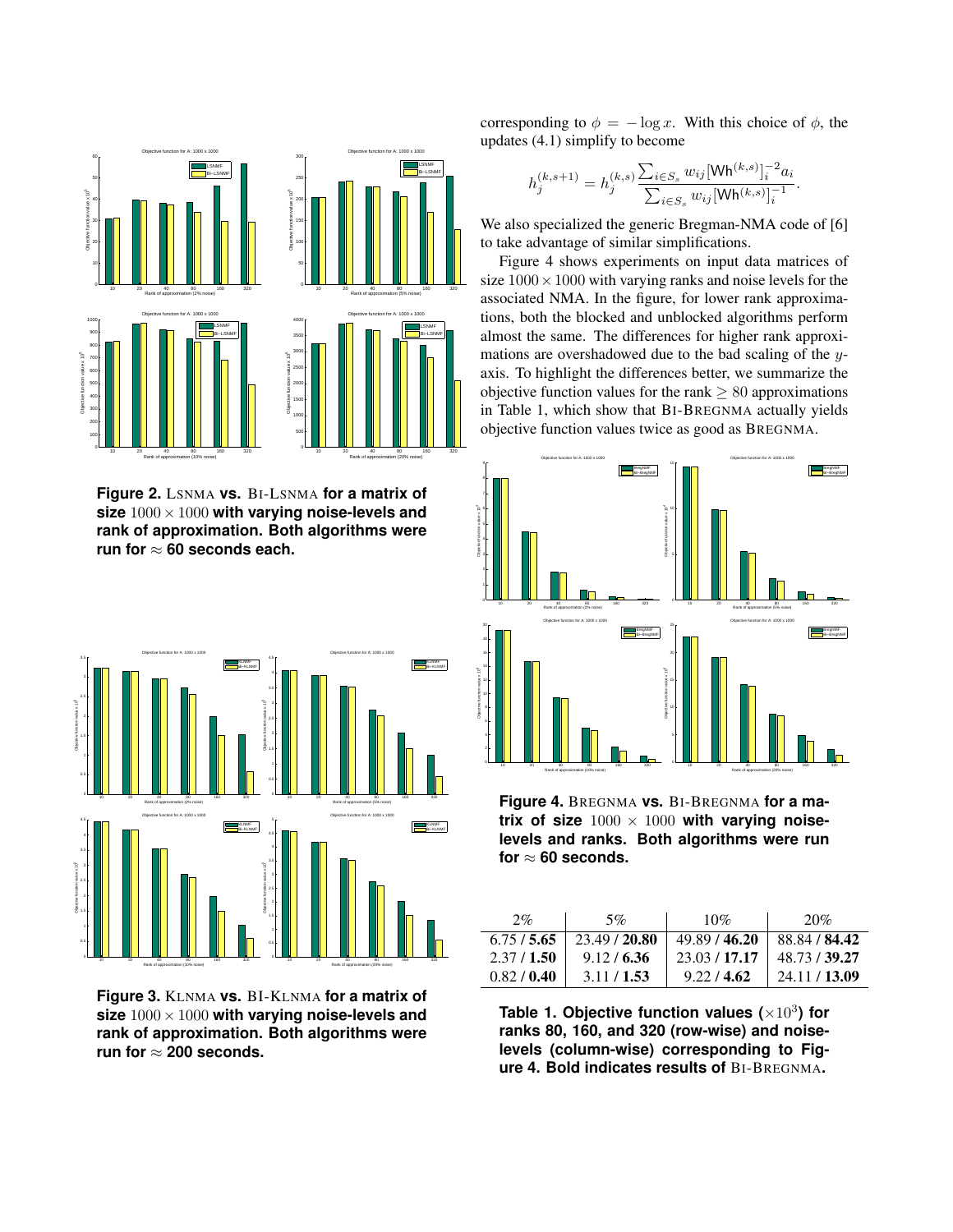corresponding to $\phi = -\log x$. With this choice of $\phi$, the updates (4.1) simplify to become

$$h_j^{(k,s+1)} = h_j^{(k,s)} \frac{\sum_{i \in S_s} w_{ij} [\mathsf{Wh}^{(k,s)}]_i^{-2} a_i}{\sum_{i \in S_s} w_{ij} [\mathsf{Wh}^{(k,s)}]_i^{-1}}.$$

We also specialized the generic Bregman-NMA code of [6] to take advantage of similar simplifications.

Figure 4 shows experiments on input data matrices of size $1000 \times 1000$ with varying ranks and noise levels for the associated NMA. In the figure, for lower rank approximations, both the blocked and unblocked algorithms perform almost the same. The differences for higher rank approximations are overshadowed due to the bad scaling of the $y$-axis. To highlight the differences better, we summarize the objective function values for the rank $\geq 80$ approximations in Table 1, which show that BI-BREGNMA actually yields objective function values twice as good as BREGNMA.

**Figure 2.** LSNMA **vs.** BI-LSNMA **for a matrix of size** $1000 \times 1000$ **with varying noise-levels and rank of approximation. Both algorithms were run for** $\approx$ **60 seconds each.**

**Figure 3.** KLNMA **vs.** BI-KLNMA **for a matrix of size** $1000 \times 1000$ **with varying noise-levels and rank of approximation. Both algorithms were run for** $\approx$ **200 seconds.**

**Figure 4.** BREGNMA **vs.** BI-BREGNMA **for a matrix of size** $1000 \times 1000$ **with varying noise-levels and ranks. Both algorithms were run for** $\approx$ **60 seconds.**

| 2% | 5% | 10% | 20% |
|---|---|---|---|
| 6.75 / **5.65** | 23.49 / **20.80** | 49.89 / **46.20** | 88.84 / **84.42** |
| 2.37 / **1.50** | 9.12 / **6.36** | 23.03 / **17.17** | 48.73 / **39.27** |
| 0.82 / **0.40** | 3.11 / **1.53** | 9.22 / **4.62** | 24.11 / **13.09** |

**Table 1. Objective function values ($\times 10^3$) for ranks 80, 160, and 320 (row-wise) and noise-levels (column-wise) corresponding to Figure 4. Bold indicates results of** BI-BREGNMA**.**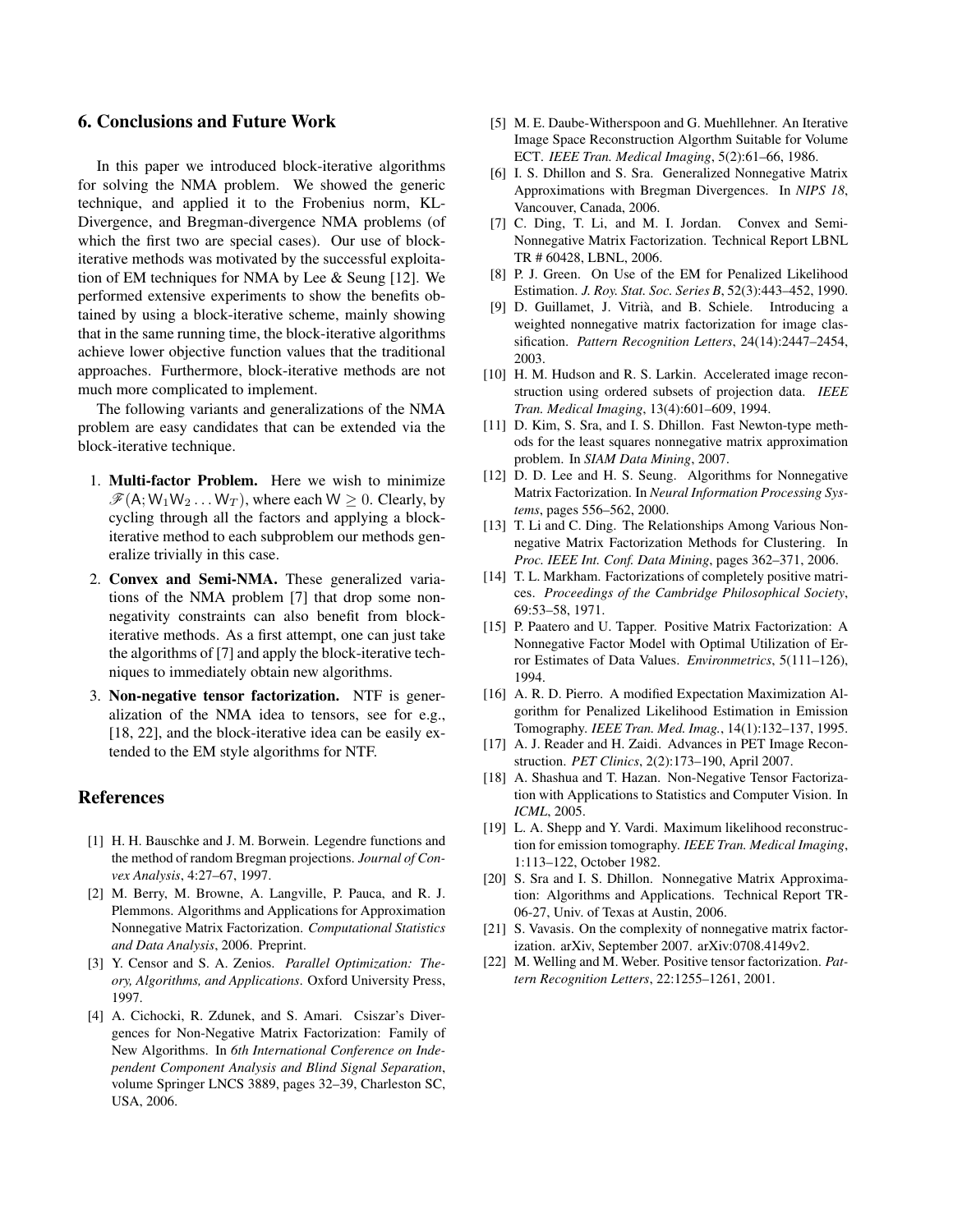## 6. Conclusions and Future Work

In this paper we introduced block-iterative algorithms for solving the NMA problem. We showed the generic technique, and applied it to the Frobenius norm, KL-Divergence, and Bregman-divergence NMA problems (of which the first two are special cases). Our use of block-iterative methods was motivated by the successful exploitation of EM techniques for NMA by Lee & Seung [12]. We performed extensive experiments to show the benefits obtained by using a block-iterative scheme, mainly showing that in the same running time, the block-iterative algorithms achieve lower objective function values that the traditional approaches. Furthermore, block-iterative methods are not much more complicated to implement.

The following variants and generalizations of the NMA problem are easy candidates that can be extended via the block-iterative technique.

1. **Multi-factor Problem.** Here we wish to minimize $\mathscr{F}(\mathsf{A}; \mathsf{W}_1\mathsf{W}_2 \ldots \mathsf{W}_T)$, where each $\mathsf{W} \geq 0$. Clearly, by cycling through all the factors and applying a block-iterative method to each subproblem our methods generalize trivially in this case.
2. **Convex and Semi-NMA.** These generalized variations of the NMA problem [7] that drop some nonnegativity constraints can also benefit from block-iterative methods. As a first attempt, one can just take the algorithms of [7] and apply the block-iterative techniques to immediately obtain new algorithms.
3. **Non-negative tensor factorization.** NTF is generalization of the NMA idea to tensors, see for e.g., [18, 22], and the block-iterative idea can be easily extended to the EM style algorithms for NTF.

## References

[1] H. H. Bauschke and J. M. Borwein. Legendre functions and the method of random Bregman projections. *Journal of Convex Analysis*, 4:27–67, 1997.

[2] M. Berry, M. Browne, A. Langville, P. Pauca, and R. J. Plemmons. Algorithms and Applications for Approximation Nonnegative Matrix Factorization. *Computational Statistics and Data Analysis*, 2006. Preprint.

[3] Y. Censor and S. A. Zenios. *Parallel Optimization: Theory, Algorithms, and Applications*. Oxford University Press, 1997.

[4] A. Cichocki, R. Zdunek, and S. Amari. Csiszar's Divergences for Non-Negative Matrix Factorization: Family of New Algorithms. In *6th International Conference on Independent Component Analysis and Blind Signal Separation*, volume Springer LNCS 3889, pages 32–39, Charleston SC, USA, 2006.

[5] M. E. Daube-Witherspoon and G. Muehllehner. An Iterative Image Space Reconstruction Algorthm Suitable for Volume ECT. *IEEE Tran. Medical Imaging*, 5(2):61–66, 1986.

[6] I. S. Dhillon and S. Sra. Generalized Nonnegative Matrix Approximations with Bregman Divergences. In *NIPS 18*, Vancouver, Canada, 2006.

[7] C. Ding, T. Li, and M. I. Jordan. Convex and Semi-Nonnegative Matrix Factorization. Technical Report LBNL TR # 60428, LBNL, 2006.

[8] P. J. Green. On Use of the EM for Penalized Likelihood Estimation. *J. Roy. Stat. Soc. Series B*, 52(3):443–452, 1990.

[9] D. Guillamet, J. Vitrià, and B. Schiele. Introducing a weighted nonnegative matrix factorization for image classification. *Pattern Recognition Letters*, 24(14):2447–2454, 2003.

[10] H. M. Hudson and R. S. Larkin. Accelerated image reconstruction using ordered subsets of projection data. *IEEE Tran. Medical Imaging*, 13(4):601–609, 1994.

[11] D. Kim, S. Sra, and I. S. Dhillon. Fast Newton-type methods for the least squares nonnegative matrix approximation problem. In *SIAM Data Mining*, 2007.

[12] D. D. Lee and H. S. Seung. Algorithms for Nonnegative Matrix Factorization. In *Neural Information Processing Systems*, pages 556–562, 2000.

[13] T. Li and C. Ding. The Relationships Among Various Nonnegative Matrix Factorization Methods for Clustering. In *Proc. IEEE Int. Conf. Data Mining*, pages 362–371, 2006.

[14] T. L. Markham. Factorizations of completely positive matrices. *Proceedings of the Cambridge Philosophical Society*, 69:53–58, 1971.

[15] P. Paatero and U. Tapper. Positive Matrix Factorization: A Nonnegative Factor Model with Optimal Utilization of Error Estimates of Data Values. *Environmetrics*, 5(111–126), 1994.

[16] A. R. D. Pierro. A modified Expectation Maximization Algorithm for Penalized Likelihood Estimation in Emission Tomography. *IEEE Tran. Med. Imag.*, 14(1):132–137, 1995.

[17] A. J. Reader and H. Zaidi. Advances in PET Image Reconstruction. *PET Clinics*, 2(2):173–190, April 2007.

[18] A. Shashua and T. Hazan. Non-Negative Tensor Factorization with Applications to Statistics and Computer Vision. In *ICML*, 2005.

[19] L. A. Shepp and Y. Vardi. Maximum likelihood reconstruction for emission tomography. *IEEE Tran. Medical Imaging*, 1:113–122, October 1982.

[20] S. Sra and I. S. Dhillon. Nonnegative Matrix Approximation: Algorithms and Applications. Technical Report TR-06-27, Univ. of Texas at Austin, 2006.

[21] S. Vavasis. On the complexity of nonnegative matrix factorization. arXiv, September 2007. arXiv:0708.4149v2.

[22] M. Welling and M. Weber. Positive tensor factorization. *Pattern Recognition Letters*, 22:1255–1261, 2001.